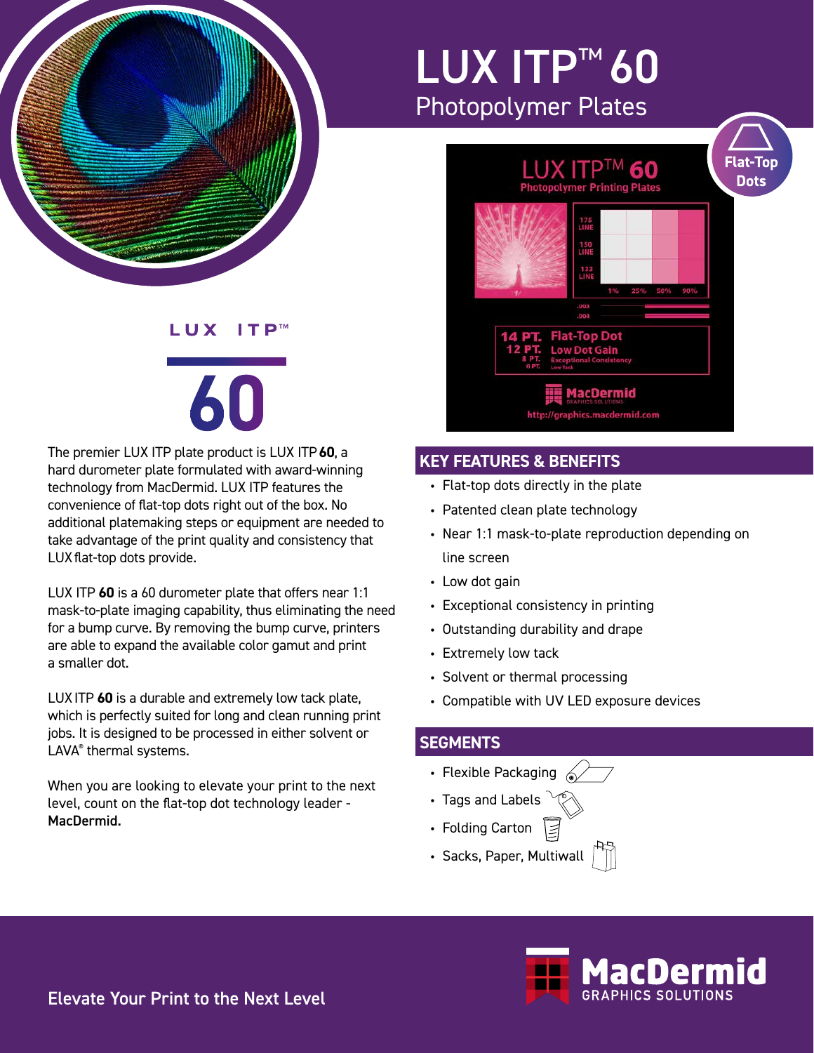# LUX ITP™ 60

## Photopolymer Plates

LUX ITP™

60

The premier LUX ITP plate product is LUX ITP **60**, a hard durometer plate formulated with award-winning technology from MacDermid. LUX ITP features the convenience of flat-top dots right out of the box. No additional platemaking steps or equipment are needed to take advantage of the print quality and consistency that LUX flat-top dots provide.

LUX ITP **60** is a 60 durometer plate that offers near 1:1 mask-to-plate imaging capability, thus eliminating the need for a bump curve. By removing the bump curve, printers are able to expand the available color gamut and print a smaller dot.

LUX ITP **60** is a durable and extremely low tack plate, which is perfectly suited for long and clean running print jobs. It is designed to be processed in either solvent or LAVA® thermal systems.

When you are looking to elevate your print to the next level, count on the flat-top dot technology leader - **MacDermid.**

## KEY FEATURES & BENEFITS

- Flat-top dots directly in the plate
- Patented clean plate technology
- Near 1:1 mask-to-plate reproduction depending on line screen
- Low dot gain
- Exceptional consistency in printing
- Outstanding durability and drape
- Extremely low tack
- Solvent or thermal processing
- Compatible with UV LED exposure devices

## SEGMENTS

- Flexible Packaging
- Tags and Labels
- Folding Carton
- Sacks, Paper, Multiwall

Elevate Your Print to the Next Level

MacDermid GRAPHICS SOLUTIONS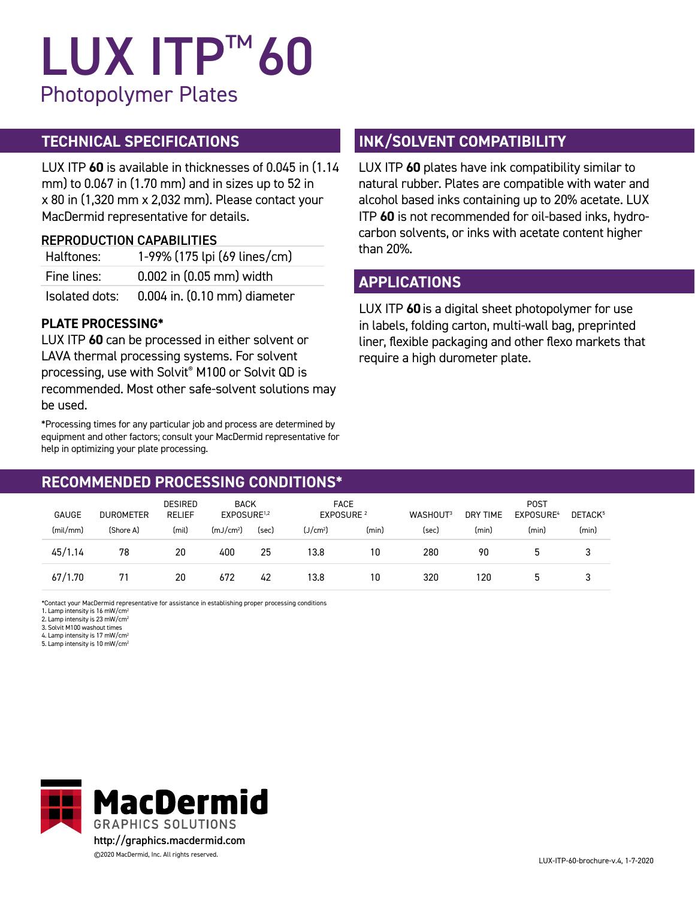# LUX ITP™ 60

## Photopolymer Plates

## TECHNICAL SPECIFICATIONS

LUX ITP **60** is available in thicknesses of 0.045 in (1.14 mm) to 0.067 in (1.70 mm) and in sizes up to 52 in x 80 in (1,320 mm x 2,032 mm). Please contact your MacDermid representative for details.

### REPRODUCTION CAPABILITIES

| | |
|---|---|
| Halftones: | 1-99% (175 lpi (69 lines/cm) |
| Fine lines: | 0.002 in (0.05 mm) width |
| Isolated dots: | 0.004 in. (0.10 mm) diameter |

### PLATE PROCESSING*

LUX ITP **60** can be processed in either solvent or LAVA thermal processing systems. For solvent processing, use with Solvit® M100 or Solvit QD is recommended. Most other safe-solvent solutions may be used.

*Processing times for any particular job and process are determined by equipment and other factors; consult your MacDermid representative for help in optimizing your plate processing.

## INK/SOLVENT COMPATIBILITY

LUX ITP **60** plates have ink compatibility similar to natural rubber. Plates are compatible with water and alcohol based inks containing up to 20% acetate. LUX ITP **60** is not recommended for oil-based inks, hydrocarbon solvents, or inks with acetate content higher than 20%.

## APPLICATIONS

LUX ITP **60** is a digital sheet photopolymer for use in labels, folding carton, multi-wall bag, preprinted liner, flexible packaging and other flexo markets that require a high durometer plate.

## RECOMMENDED PROCESSING CONDITIONS*

| GAUGE | DUROMETER | DESIRED RELIEF | BACK EXPOSURE[1,2] | | FACE EXPOSURE [2] | | WASHOUT[3] | DRY TIME | POST EXPOSURE[4] | DETACK[5] |
|---|---|---|---|---|---|---|---|---|---|---|
| (mil/mm) | (Shore A) | (mil) | (mJ/cm²) | (sec) | (J/cm²) | (min) | (sec) | (min) | (min) | (min) |
| 45/1.14 | 78 | 20 | 400 | 25 | 13.8 | 10 | 280 | 90 | 5 | 3 |
| 67/1.70 | 71 | 20 | 672 | 42 | 13.8 | 10 | 320 | 120 | 5 | 3 |

*Contact your MacDermid representative for assistance in establishing proper processing conditions
1. Lamp intensity is 16 mW/cm²
2. Lamp intensity is 23 mW/cm²
3. Solvit M100 washout times
4. Lamp intensity is 17 mW/cm²
5. Lamp intensity is 10 mW/cm²

MacDermid GRAPHICS SOLUTIONS

http://graphics.macdermid.com

©2020 MacDermid, Inc. All rights reserved.

LUX-ITP-60-brochure-v.4, 1-7-2020